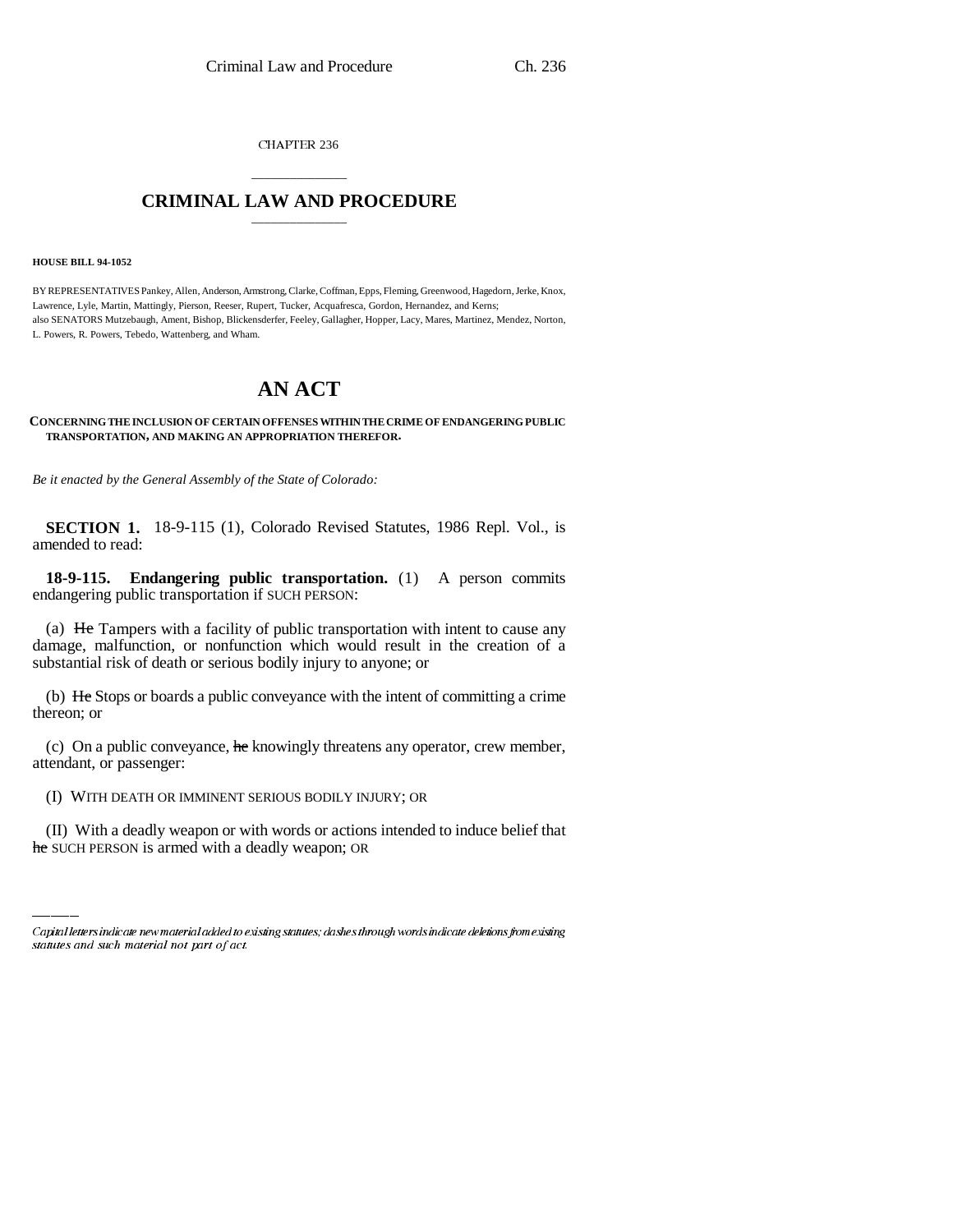CHAPTER 236

# CRIMINAL LAW AND PROCEDURE

**HOUSE BILL 94-1052**

BY REPRESENTATIVES Pankey, Allen, Anderson, Armstrong, Clarke, Coffman, Epps, Fleming, Greenwood, Hagedorn, Jerke, Knox, Lawrence, Lyle, Martin, Mattingly, Pierson, Reeser, Rupert, Tucker, Acquafresca, Gordon, Hernandez, and Kerns; also SENATORS Mutzebaugh, Ament, Bishop, Blickensderfer, Feeley, Gallagher, Hopper, Lacy, Mares, Martinez, Mendez, Norton, L. Powers, R. Powers, Tebedo, Wattenberg, and Wham.

# AN ACT

**CONCERNING THE INCLUSION OF CERTAIN OFFENSES WITHIN THE CRIME OF ENDANGERING PUBLIC TRANSPORTATION, AND MAKING AN APPROPRIATION THEREFOR.**

*Be it enacted by the General Assembly of the State of Colorado:*

**SECTION 1.** 18-9-115 (1), Colorado Revised Statutes, 1986 Repl. Vol., is amended to read:

**18-9-115. Endangering public transportation.** (1) A person commits endangering public transportation if SUCH PERSON:

(a) ~~He~~ Tampers with a facility of public transportation with intent to cause any damage, malfunction, or nonfunction which would result in the creation of a substantial risk of death or serious bodily injury to anyone; or

(b) ~~He~~ Stops or boards a public conveyance with the intent of committing a crime thereon; or

(c) On a public conveyance, ~~he~~ knowingly threatens any operator, crew member, attendant, or passenger:

(I) WITH DEATH OR IMMINENT SERIOUS BODILY INJURY; OR

(II) With a deadly weapon or with words or actions intended to induce belief that ~~he~~ SUCH PERSON is armed with a deadly weapon; OR

---

*Capital letters indicate new material added to existing statutes; dashes through words indicate deletions from existing statutes and such material not part of act.*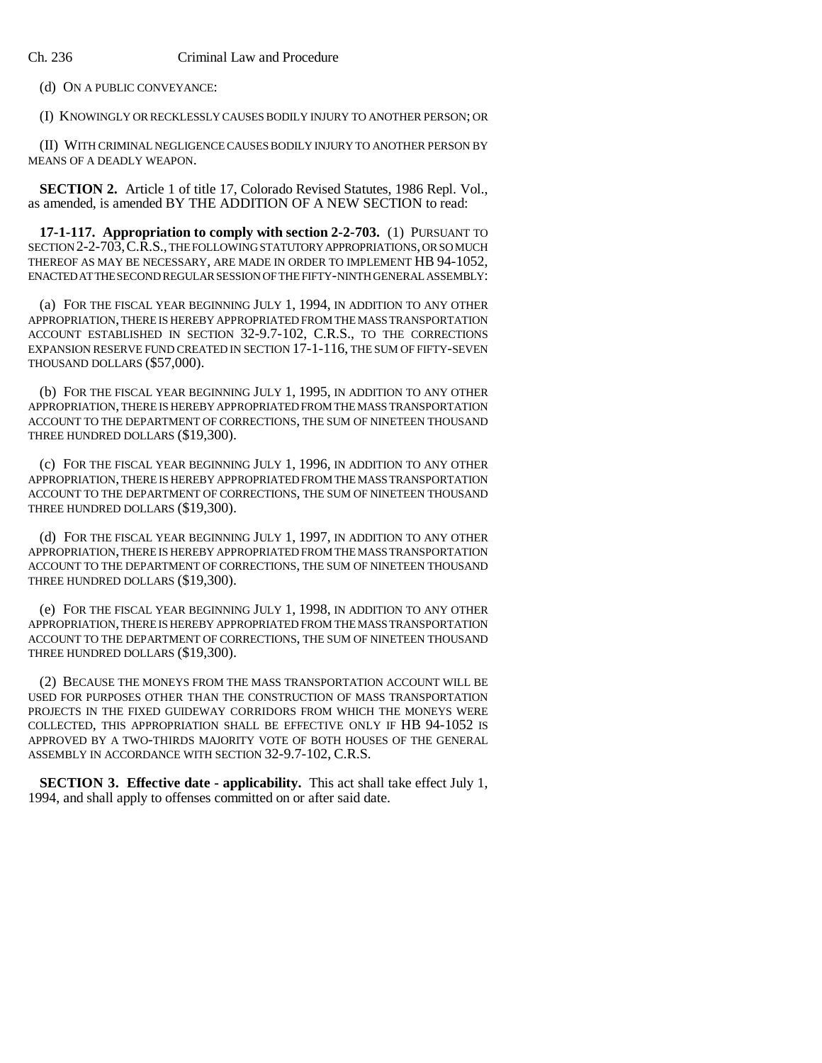(d) ON A PUBLIC CONVEYANCE:

(I) KNOWINGLY OR RECKLESSLY CAUSES BODILY INJURY TO ANOTHER PERSON; OR

(II) WITH CRIMINAL NEGLIGENCE CAUSES BODILY INJURY TO ANOTHER PERSON BY MEANS OF A DEADLY WEAPON.

**SECTION 2.** Article 1 of title 17, Colorado Revised Statutes, 1986 Repl. Vol., as amended, is amended BY THE ADDITION OF A NEW SECTION to read:

**17-1-117. Appropriation to comply with section 2-2-703.** (1) PURSUANT TO SECTION 2-2-703, C.R.S., THE FOLLOWING STATUTORY APPROPRIATIONS, OR SO MUCH THEREOF AS MAY BE NECESSARY, ARE MADE IN ORDER TO IMPLEMENT HB 94-1052, ENACTED AT THE SECOND REGULAR SESSION OF THE FIFTY-NINTH GENERAL ASSEMBLY:

(a) FOR THE FISCAL YEAR BEGINNING JULY 1, 1994, IN ADDITION TO ANY OTHER APPROPRIATION, THERE IS HEREBY APPROPRIATED FROM THE MASS TRANSPORTATION ACCOUNT ESTABLISHED IN SECTION 32-9.7-102, C.R.S., TO THE CORRECTIONS EXPANSION RESERVE FUND CREATED IN SECTION 17-1-116, THE SUM OF FIFTY-SEVEN THOUSAND DOLLARS ($57,000).

(b) FOR THE FISCAL YEAR BEGINNING JULY 1, 1995, IN ADDITION TO ANY OTHER APPROPRIATION, THERE IS HEREBY APPROPRIATED FROM THE MASS TRANSPORTATION ACCOUNT TO THE DEPARTMENT OF CORRECTIONS, THE SUM OF NINETEEN THOUSAND THREE HUNDRED DOLLARS ($19,300).

(c) FOR THE FISCAL YEAR BEGINNING JULY 1, 1996, IN ADDITION TO ANY OTHER APPROPRIATION, THERE IS HEREBY APPROPRIATED FROM THE MASS TRANSPORTATION ACCOUNT TO THE DEPARTMENT OF CORRECTIONS, THE SUM OF NINETEEN THOUSAND THREE HUNDRED DOLLARS ($19,300).

(d) FOR THE FISCAL YEAR BEGINNING JULY 1, 1997, IN ADDITION TO ANY OTHER APPROPRIATION, THERE IS HEREBY APPROPRIATED FROM THE MASS TRANSPORTATION ACCOUNT TO THE DEPARTMENT OF CORRECTIONS, THE SUM OF NINETEEN THOUSAND THREE HUNDRED DOLLARS ($19,300).

(e) FOR THE FISCAL YEAR BEGINNING JULY 1, 1998, IN ADDITION TO ANY OTHER APPROPRIATION, THERE IS HEREBY APPROPRIATED FROM THE MASS TRANSPORTATION ACCOUNT TO THE DEPARTMENT OF CORRECTIONS, THE SUM OF NINETEEN THOUSAND THREE HUNDRED DOLLARS ($19,300).

(2) BECAUSE THE MONEYS FROM THE MASS TRANSPORTATION ACCOUNT WILL BE USED FOR PURPOSES OTHER THAN THE CONSTRUCTION OF MASS TRANSPORTATION PROJECTS IN THE FIXED GUIDEWAY CORRIDORS FROM WHICH THE MONEYS WERE COLLECTED, THIS APPROPRIATION SHALL BE EFFECTIVE ONLY IF HB 94-1052 IS APPROVED BY A TWO-THIRDS MAJORITY VOTE OF BOTH HOUSES OF THE GENERAL ASSEMBLY IN ACCORDANCE WITH SECTION 32-9.7-102, C.R.S.

**SECTION 3. Effective date - applicability.** This act shall take effect July 1, 1994, and shall apply to offenses committed on or after said date.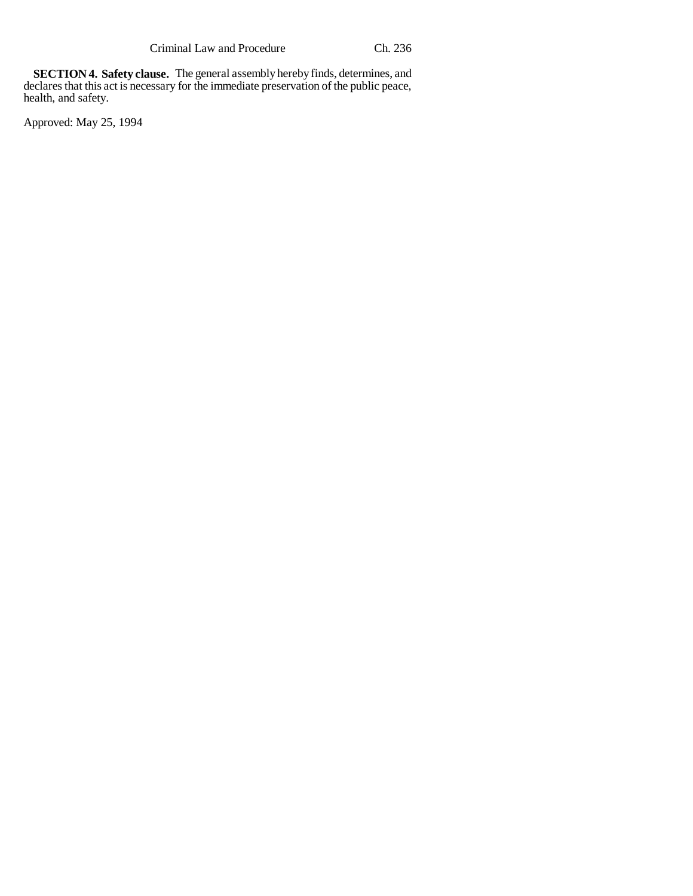**SECTION 4. Safety clause.** The general assembly hereby finds, determines, and declares that this act is necessary for the immediate preservation of the public peace, health, and safety.

Approved: May 25, 1994